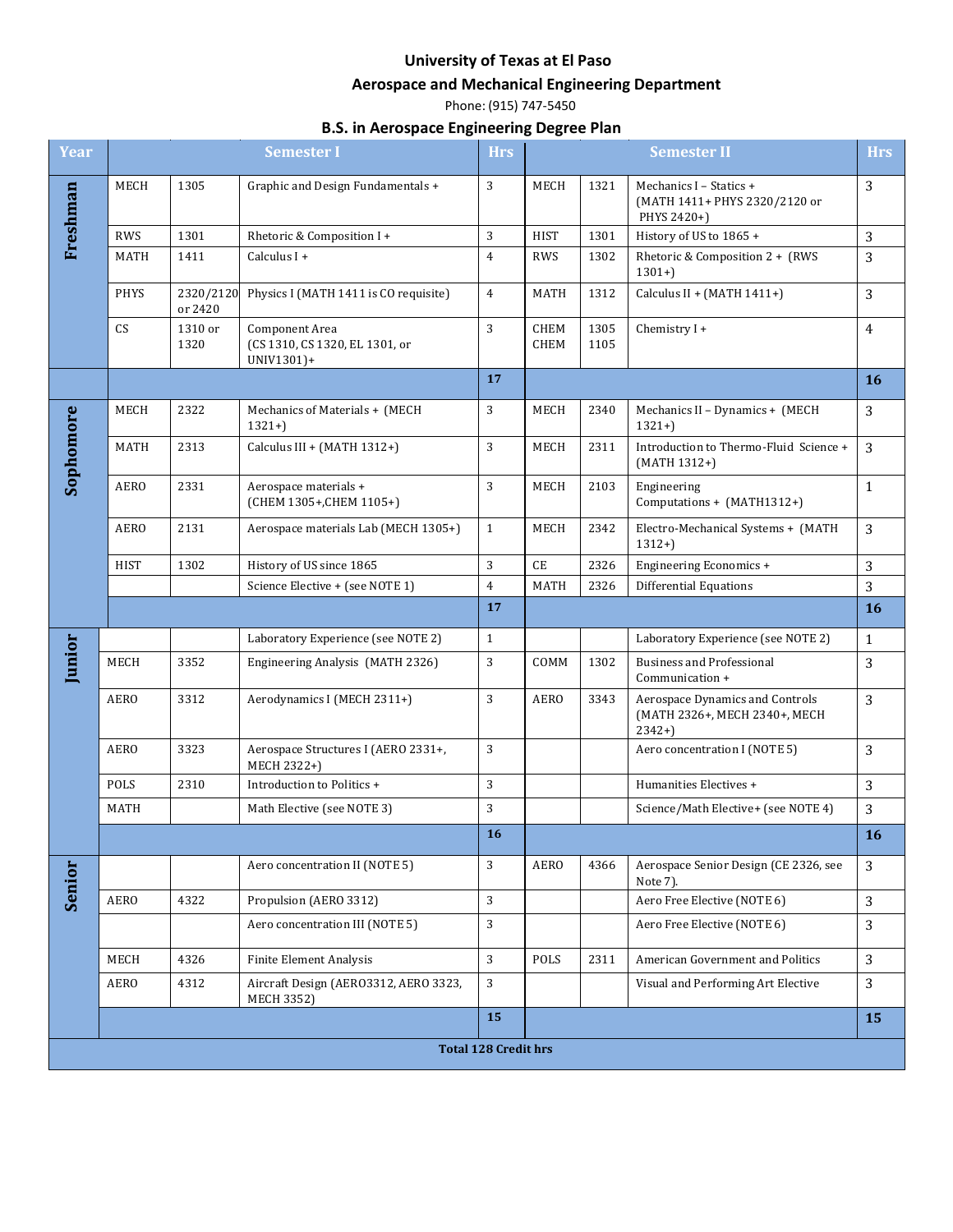# University of Texas at El Paso

## Aerospace and Mechanical Engineering Department

Phone: (915) 747-5450

## B.S. in Aerospace Engineering Degree Plan

| Year | Semester I | | | Hrs | Semester II | | | Hrs |
|---|---|---|---|---|---|---|---|---|
| Freshman | MECH | 1305 | Graphic and Design Fundamentals + | 3 | MECH | 1321 | Mechanics I – Statics + (MATH 1411+ PHYS 2320/2120 or PHYS 2420+) | 3 |
| | RWS | 1301 | Rhetoric & Composition I + | 3 | HIST | 1301 | History of US to 1865 + | 3 |
| | MATH | 1411 | Calculus I + | 4 | RWS | 1302 | Rhetoric & Composition 2 + (RWS 1301+) | 3 |
| | PHYS | 2320/2120 or 2420 | Physics I (MATH 1411 is CO requisite) | 4 | MATH | 1312 | Calculus II + (MATH 1411+) | 3 |
| | CS | 1310 or 1320 | Component Area (CS 1310, CS 1320, EL 1301, or UNIV1301)+ | 3 | CHEM CHEM | 1305 1105 | Chemistry I + | 4 |
| | | | | 17 | | | | 16 |
| Sophomore | MECH | 2322 | Mechanics of Materials + (MECH 1321+) | 3 | MECH | 2340 | Mechanics II – Dynamics + (MECH 1321+) | 3 |
| | MATH | 2313 | Calculus III + (MATH 1312+) | 3 | MECH | 2311 | Introduction to Thermo-Fluid Science + (MATH 1312+) | 3 |
| | AERO | 2331 | Aerospace materials + (CHEM 1305+,CHEM 1105+) | 3 | MECH | 2103 | Engineering Computations + (MATH1312+) | 1 |
| | AERO | 2131 | Aerospace materials Lab (MECH 1305+) | 1 | MECH | 2342 | Electro-Mechanical Systems + (MATH 1312+) | 3 |
| | HIST | 1302 | History of US since 1865 | 3 | CE | 2326 | Engineering Economics + | 3 |
| | | | Science Elective + (see NOTE 1) | 4 | MATH | 2326 | Differential Equations | 3 |
| | | | | 17 | | | | 16 |
| Junior | | | Laboratory Experience (see NOTE 2) | 1 | | | Laboratory Experience (see NOTE 2) | 1 |
| | MECH | 3352 | Engineering Analysis (MATH 2326) | 3 | COMM | 1302 | Business and Professional Communication + | 3 |
| | AERO | 3312 | Aerodynamics I (MECH 2311+) | 3 | AERO | 3343 | Aerospace Dynamics and Controls (MATH 2326+, MECH 2340+, MECH 2342+) | 3 |
| | AERO | 3323 | Aerospace Structures I (AERO 2331+, MECH 2322+) | 3 | | | Aero concentration I (NOTE 5) | 3 |
| | POLS | 2310 | Introduction to Politics + | 3 | | | Humanities Electives + | 3 |
| | MATH | | Math Elective (see NOTE 3) | 3 | | | Science/Math Elective+ (see NOTE 4) | 3 |
| | | | | 16 | | | | 16 |
| Senior | | | Aero concentration II (NOTE 5) | 3 | AERO | 4366 | Aerospace Senior Design (CE 2326, see Note 7). | 3 |
| | AERO | 4322 | Propulsion (AERO 3312) | 3 | | | Aero Free Elective (NOTE 6) | 3 |
| | | | Aero concentration III (NOTE 5) | 3 | | | Aero Free Elective (NOTE 6) | 3 |
| | MECH | 4326 | Finite Element Analysis | 3 | POLS | 2311 | American Government and Politics | 3 |
| | AERO | 4312 | Aircraft Design (AERO3312, AERO 3323, MECH 3352) | 3 | | | Visual and Performing Art Elective | 3 |
| | | | | 15 | | | | 15 |
| **Total 128 Credit hrs** | | | | | | | | |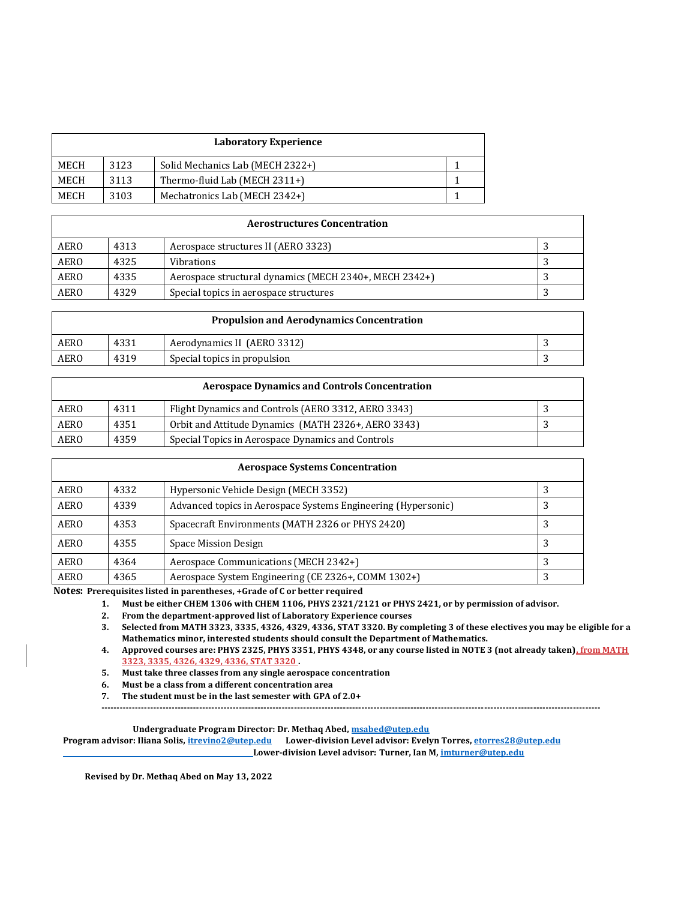| Laboratory Experience | | | |
|---|---|---|---|
| MECH | 3123 | Solid Mechanics Lab (MECH 2322+) | 1 |
| MECH | 3113 | Thermo-fluid Lab (MECH 2311+) | 1 |
| MECH | 3103 | Mechatronics Lab (MECH 2342+) | 1 |

| Aerostructures Concentration | | | |
|---|---|---|---|
| AERO | 4313 | Aerospace structures II (AERO 3323) | 3 |
| AERO | 4325 | Vibrations | 3 |
| AERO | 4335 | Aerospace structural dynamics (MECH 2340+, MECH 2342+) | 3 |
| AERO | 4329 | Special topics in aerospace structures | 3 |

| Propulsion and Aerodynamics Concentration | | | |
|---|---|---|---|
| AERO | 4331 | Aerodynamics II (AERO 3312) | 3 |
| AERO | 4319 | Special topics in propulsion | 3 |

| Aerospace Dynamics and Controls Concentration | | | |
|---|---|---|---|
| AERO | 4311 | Flight Dynamics and Controls (AERO 3312, AERO 3343) | 3 |
| AERO | 4351 | Orbit and Attitude Dynamics (MATH 2326+, AERO 3343) | 3 |
| AERO | 4359 | Special Topics in Aerospace Dynamics and Controls | |

| Aerospace Systems Concentration | | | |
|---|---|---|---|
| AERO | 4332 | Hypersonic Vehicle Design (MECH 3352) | 3 |
| AERO | 4339 | Advanced topics in Aerospace Systems Engineering (Hypersonic) | 3 |
| AERO | 4353 | Spacecraft Environments (MATH 2326 or PHYS 2420) | 3 |
| AERO | 4355 | Space Mission Design | 3 |
| AERO | 4364 | Aerospace Communications (MECH 2342+) | 3 |
| AERO | 4365 | Aerospace System Engineering (CE 2326+, COMM 1302+) | 3 |

**Notes: Prerequisites listed in parentheses, +Grade of C or better required**

1. **Must be either CHEM 1306 with CHEM 1106, PHYS 2321/2121 or PHYS 2421, or by permission of advisor.**
2. **From the department-approved list of Laboratory Experience courses**
3. **Selected from MATH 3323, 3335, 4326, 4329, 4336, STAT 3320. By completing 3 of these electives you may be eligible for a Mathematics minor, interested students should consult the Department of Mathematics.**
4. **Approved courses are: PHYS 2325, PHYS 3351, PHYS 4348, or any course listed in NOTE 3 (not already taken), from MATH 3323, 3335, 4326, 4329, 4336, STAT 3320 .**
5. **Must take three classes from any single aerospace concentration**
6. **Must be a class from a different concentration area**
7. **The student must be in the last semester with GPA of 2.0+**

---

**Undergraduate Program Director: Dr. Methaq Abed, msabed@utep.edu**

**Program advisor: Iliana Solis, itrevino2@utep.edu Lower-division Level advisor: Evelyn Torres, etorres28@utep.edu**

**Lower-division Level advisor: Turner, Ian M, imturner@utep.edu**

**Revised by Dr. Methaq Abed on May 13, 2022**